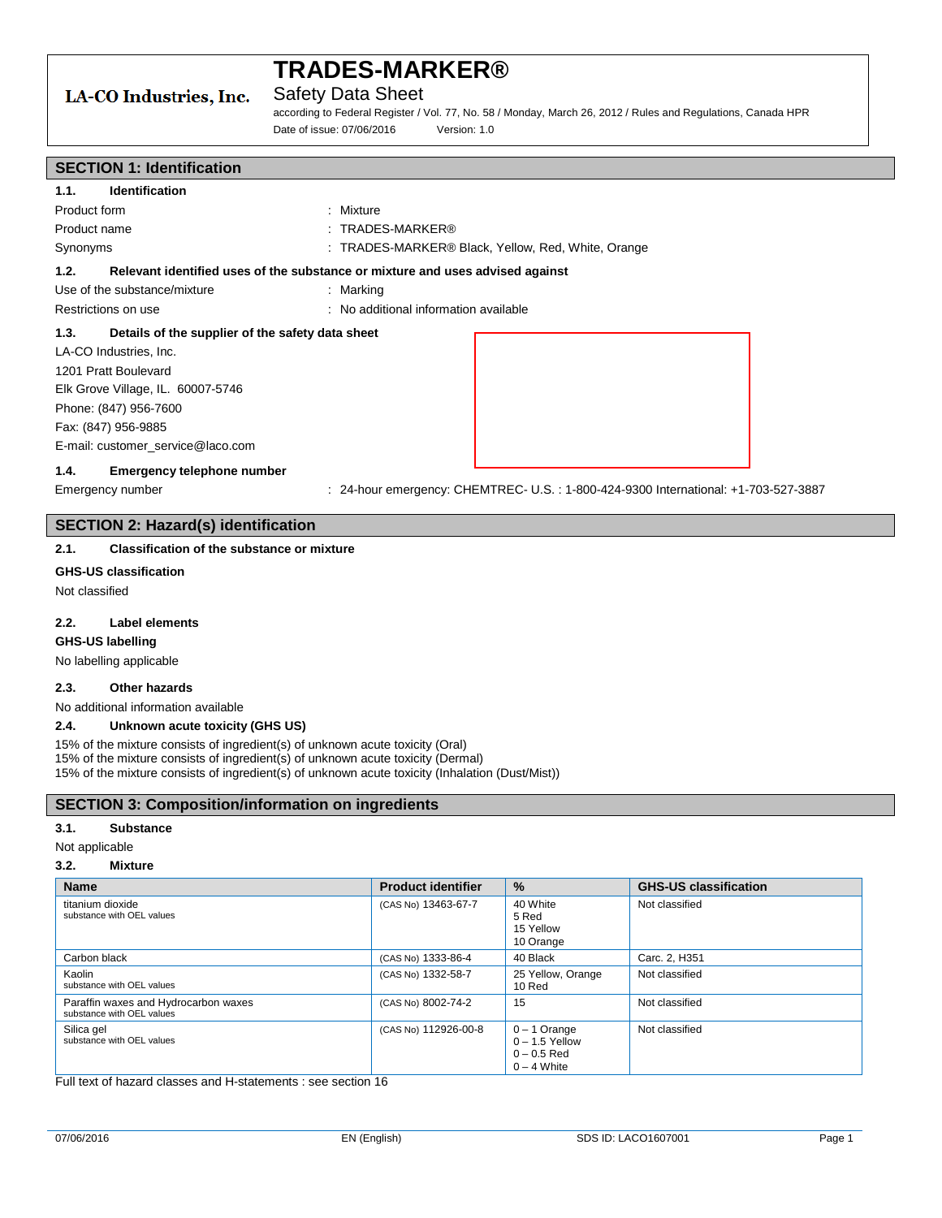LA-CO Industries, Inc.

# TRADES-MARKER®

Safety Data Sheet

according to Federal Register / Vol. 77, No. 58 / Monday, March 26, 2012 / Rules and Regulations, Canada HPR

Date of issue: 07/06/2016 Version: 1.0

## SECTION 1: Identification

### 1.1. Identification

Product form : Mixture

Product name : TRADES-MARKER®

Synonyms : TRADES-MARKER® Black, Yellow, Red, White, Orange

### 1.2. Relevant identified uses of the substance or mixture and uses advised against

Use of the substance/mixture : Marking

Restrictions on use : No additional information available

### 1.3. Details of the supplier of the safety data sheet

LA-CO Industries, Inc.
1201 Pratt Boulevard
Elk Grove Village, IL. 60007-5746
Phone: (847) 956-7600
Fax: (847) 956-9885
E-mail: customer_service@laco.com

### 1.4. Emergency telephone number

Emergency number : 24-hour emergency: CHEMTREC- U.S. : 1-800-424-9300 International: +1-703-527-3887

## SECTION 2: Hazard(s) identification

### 2.1. Classification of the substance or mixture

**GHS-US classification**

Not classified

### 2.2. Label elements

**GHS-US labelling**

No labelling applicable

### 2.3. Other hazards

No additional information available

### 2.4. Unknown acute toxicity (GHS US)

15% of the mixture consists of ingredient(s) of unknown acute toxicity (Oral)
15% of the mixture consists of ingredient(s) of unknown acute toxicity (Dermal)
15% of the mixture consists of ingredient(s) of unknown acute toxicity (Inhalation (Dust/Mist))

## SECTION 3: Composition/information on ingredients

### 3.1. Substance

Not applicable

### 3.2. Mixture

| Name | Product identifier | % | GHS-US classification |
|---|---|---|---|
| titanium dioxide<br>substance with OEL values | (CAS No) 13463-67-7 | 40 White<br>5 Red<br>15 Yellow<br>10 Orange | Not classified |
| Carbon black | (CAS No) 1333-86-4 | 40 Black | Carc. 2, H351 |
| Kaolin<br>substance with OEL values | (CAS No) 1332-58-7 | 25 Yellow, Orange<br>10 Red | Not classified |
| Paraffin waxes and Hydrocarbon waxes<br>substance with OEL values | (CAS No) 8002-74-2 | 15 | Not classified |
| Silica gel<br>substance with OEL values | (CAS No) 112926-00-8 | 0 – 1 Orange<br>0 – 1.5 Yellow<br>0 – 0.5 Red<br>0 – 4 White | Not classified |

Full text of hazard classes and H-statements : see section 16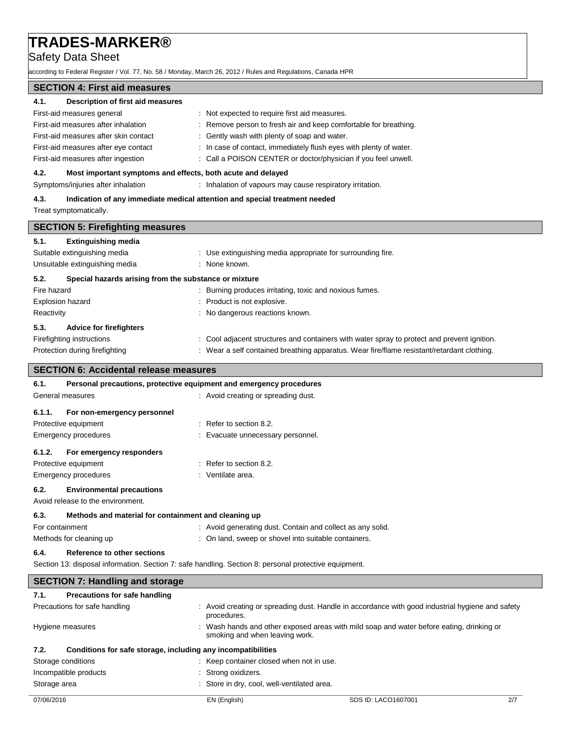## SECTION 4: First aid measures

### 4.1. Description of first aid measures

| | |
|---|---|
| First-aid measures general | : Not expected to require first aid measures. |
| First-aid measures after inhalation | : Remove person to fresh air and keep comfortable for breathing. |
| First-aid measures after skin contact | : Gently wash with plenty of soap and water. |
| First-aid measures after eye contact | : In case of contact, immediately flush eyes with plenty of water. |
| First-aid measures after ingestion | : Call a POISON CENTER or doctor/physician if you feel unwell. |

### 4.2. Most important symptoms and effects, both acute and delayed

| | |
|---|---|
| Symptoms/injuries after inhalation | : Inhalation of vapours may cause respiratory irritation. |

### 4.3. Indication of any immediate medical attention and special treatment needed

Treat symptomatically.

## SECTION 5: Firefighting measures

### 5.1. Extinguishing media

| | |
|---|---|
| Suitable extinguishing media | : Use extinguishing media appropriate for surrounding fire. |
| Unsuitable extinguishing media | : None known. |

### 5.2. Special hazards arising from the substance or mixture

| | |
|---|---|
| Fire hazard | : Burning produces irritating, toxic and noxious fumes. |
| Explosion hazard | : Product is not explosive. |
| Reactivity | : No dangerous reactions known. |

### 5.3. Advice for firefighters

| | |
|---|---|
| Firefighting instructions | : Cool adjacent structures and containers with water spray to protect and prevent ignition. |
| Protection during firefighting | : Wear a self contained breathing apparatus. Wear fire/flame resistant/retardant clothing. |

## SECTION 6: Accidental release measures

### 6.1. Personal precautions, protective equipment and emergency procedures

| | |
|---|---|
| General measures | : Avoid creating or spreading dust. |

#### 6.1.1. For non-emergency personnel

| | |
|---|---|
| Protective equipment | : Refer to section 8.2. |
| Emergency procedures | : Evacuate unnecessary personnel. |

#### 6.1.2. For emergency responders

| | |
|---|---|
| Protective equipment | : Refer to section 8.2. |
| Emergency procedures | : Ventilate area. |

### 6.2. Environmental precautions

Avoid release to the environment.

### 6.3. Methods and material for containment and cleaning up

| | |
|---|---|
| For containment | : Avoid generating dust. Contain and collect as any solid. |
| Methods for cleaning up | : On land, sweep or shovel into suitable containers. |

### 6.4. Reference to other sections

Section 13: disposal information. Section 7: safe handling. Section 8: personal protective equipment.

## SECTION 7: Handling and storage

### 7.1. Precautions for safe handling

| | |
|---|---|
| Precautions for safe handling | : Avoid creating or spreading dust. Handle in accordance with good industrial hygiene and safety procedures. |
| Hygiene measures | : Wash hands and other exposed areas with mild soap and water before eating, drinking or smoking and when leaving work. |

### 7.2. Conditions for safe storage, including any incompatibilities

| | |
|---|---|
| Storage conditions | : Keep container closed when not in use. |
| Incompatible products | : Strong oxidizers. |
| Storage area | : Store in dry, cool, well-ventilated area. |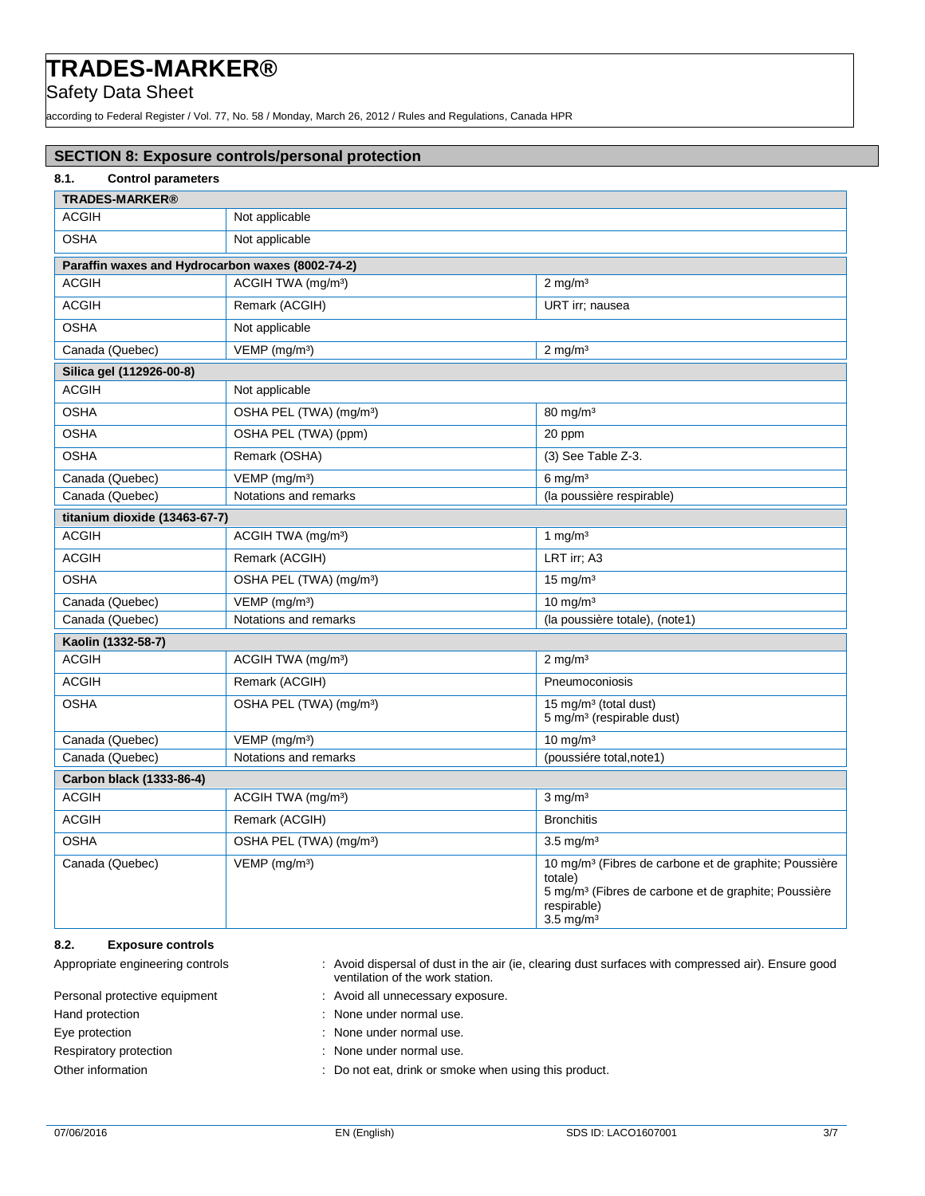## SECTION 8: Exposure controls/personal protection

### 8.1. Control parameters

| | | |
|---|---|---|
| **TRADES-MARKER®** | | |
| ACGIH | Not applicable | |
| OSHA | Not applicable | |
| **Paraffin waxes and Hydrocarbon waxes (8002-74-2)** | | |
| ACGIH | ACGIH TWA (mg/m³) | 2 mg/m³ |
| ACGIH | Remark (ACGIH) | URT irr; nausea |
| OSHA | Not applicable | |
| Canada (Quebec) | VEMP (mg/m³) | 2 mg/m³ |
| **Silica gel (112926-00-8)** | | |
| ACGIH | Not applicable | |
| OSHA | OSHA PEL (TWA) (mg/m³) | 80 mg/m³ |
| OSHA | OSHA PEL (TWA) (ppm) | 20 ppm |
| OSHA | Remark (OSHA) | (3) See Table Z-3. |
| Canada (Quebec) | VEMP (mg/m³) | 6 mg/m³ |
| Canada (Quebec) | Notations and remarks | (la poussière respirable) |
| **titanium dioxide (13463-67-7)** | | |
| ACGIH | ACGIH TWA (mg/m³) | 1 mg/m³ |
| ACGIH | Remark (ACGIH) | LRT irr; A3 |
| OSHA | OSHA PEL (TWA) (mg/m³) | 15 mg/m³ |
| Canada (Quebec) | VEMP (mg/m³) | 10 mg/m³ |
| Canada (Quebec) | Notations and remarks | (la poussière totale), (note1) |
| **Kaolin (1332-58-7)** | | |
| ACGIH | ACGIH TWA (mg/m³) | 2 mg/m³ |
| ACGIH | Remark (ACGIH) | Pneumoconiosis |
| OSHA | OSHA PEL (TWA) (mg/m³) | 15 mg/m³ (total dust)<br>5 mg/m³ (respirable dust) |
| Canada (Quebec) | VEMP (mg/m³) | 10 mg/m³ |
| Canada (Quebec) | Notations and remarks | (poussiére total,note1) |
| **Carbon black (1333-86-4)** | | |
| ACGIH | ACGIH TWA (mg/m³) | 3 mg/m³ |
| ACGIH | Remark (ACGIH) | Bronchitis |
| OSHA | OSHA PEL (TWA) (mg/m³) | 3.5 mg/m³ |
| Canada (Quebec) | VEMP (mg/m³) | 10 mg/m³ (Fibres de carbone et de graphite; Poussière totale)<br>5 mg/m³ (Fibres de carbone et de graphite; Poussière respirable)<br>3.5 mg/m³ |

### 8.2. Exposure controls

Appropriate engineering controls : Avoid dispersal of dust in the air (ie, clearing dust surfaces with compressed air). Ensure good ventilation of the work station.

Personal protective equipment : Avoid all unnecessary exposure.

Hand protection : None under normal use.

Eye protection : None under normal use.

Respiratory protection : None under normal use.

Other information : Do not eat, drink or smoke when using this product.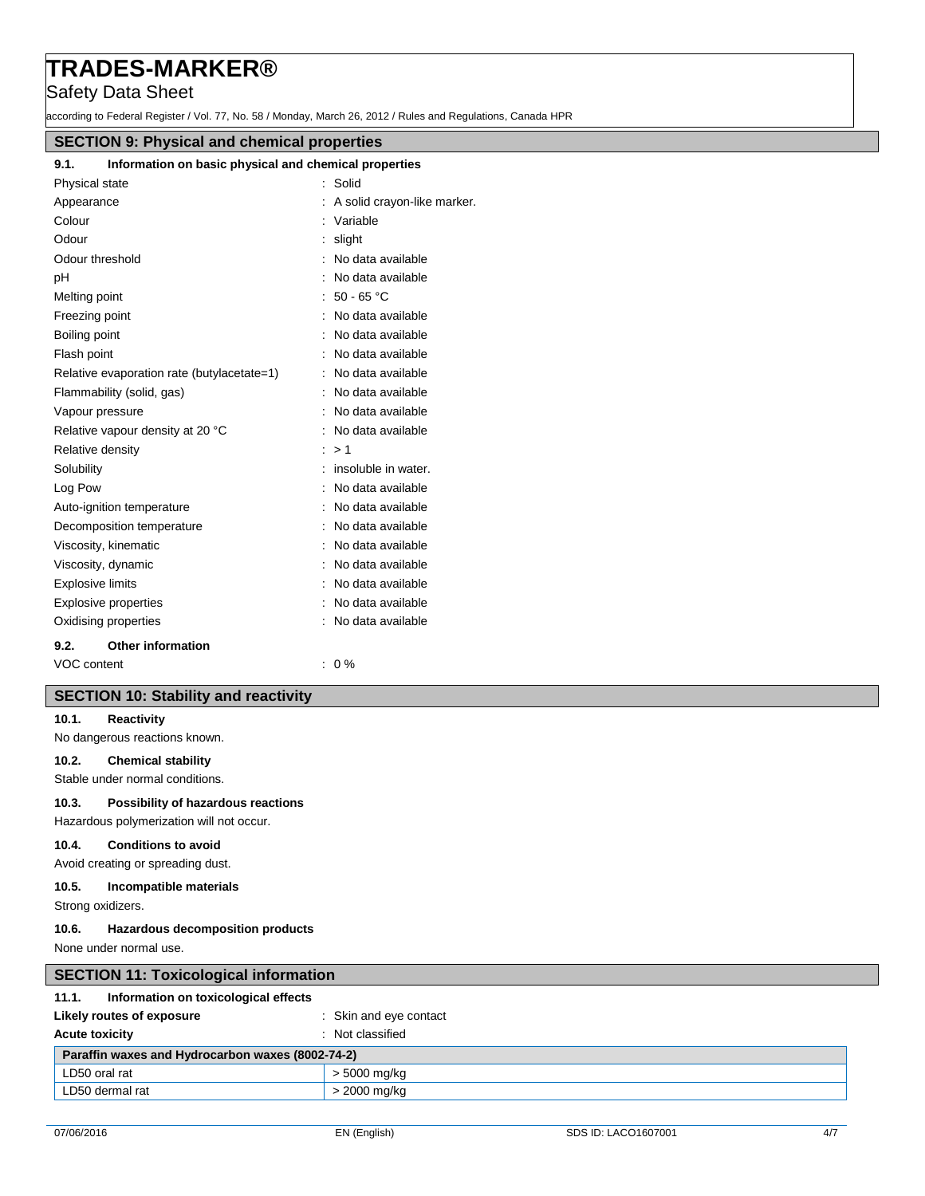## SECTION 9: Physical and chemical properties

### 9.1. Information on basic physical and chemical properties

| | |
|---|---|
| Physical state | : Solid |
| Appearance | : A solid crayon-like marker. |
| Colour | : Variable |
| Odour | : slight |
| Odour threshold | : No data available |
| pH | : No data available |
| Melting point | : 50 - 65 °C |
| Freezing point | : No data available |
| Boiling point | : No data available |
| Flash point | : No data available |
| Relative evaporation rate (butylacetate=1) | : No data available |
| Flammability (solid, gas) | : No data available |
| Vapour pressure | : No data available |
| Relative vapour density at 20 °C | : No data available |
| Relative density | : > 1 |
| Solubility | : insoluble in water. |
| Log Pow | : No data available |
| Auto-ignition temperature | : No data available |
| Decomposition temperature | : No data available |
| Viscosity, kinematic | : No data available |
| Viscosity, dynamic | : No data available |
| Explosive limits | : No data available |
| Explosive properties | : No data available |
| Oxidising properties | : No data available |

### 9.2. Other information

| | |
|---|---|
| VOC content | : 0 % |

## SECTION 10: Stability and reactivity

### 10.1. Reactivity

No dangerous reactions known.

### 10.2. Chemical stability

Stable under normal conditions.

### 10.3. Possibility of hazardous reactions

Hazardous polymerization will not occur.

### 10.4. Conditions to avoid

Avoid creating or spreading dust.

### 10.5. Incompatible materials

Strong oxidizers.

### 10.6. Hazardous decomposition products

None under normal use.

## SECTION 11: Toxicological information

### 11.1. Information on toxicological effects

| | |
|---|---|
| **Likely routes of exposure** | : Skin and eye contact |
| **Acute toxicity** | : Not classified |

| **Paraffin waxes and Hydrocarbon waxes (8002-74-2)** | |
|---|---|
| LD50 oral rat | > 5000 mg/kg |
| LD50 dermal rat | > 2000 mg/kg |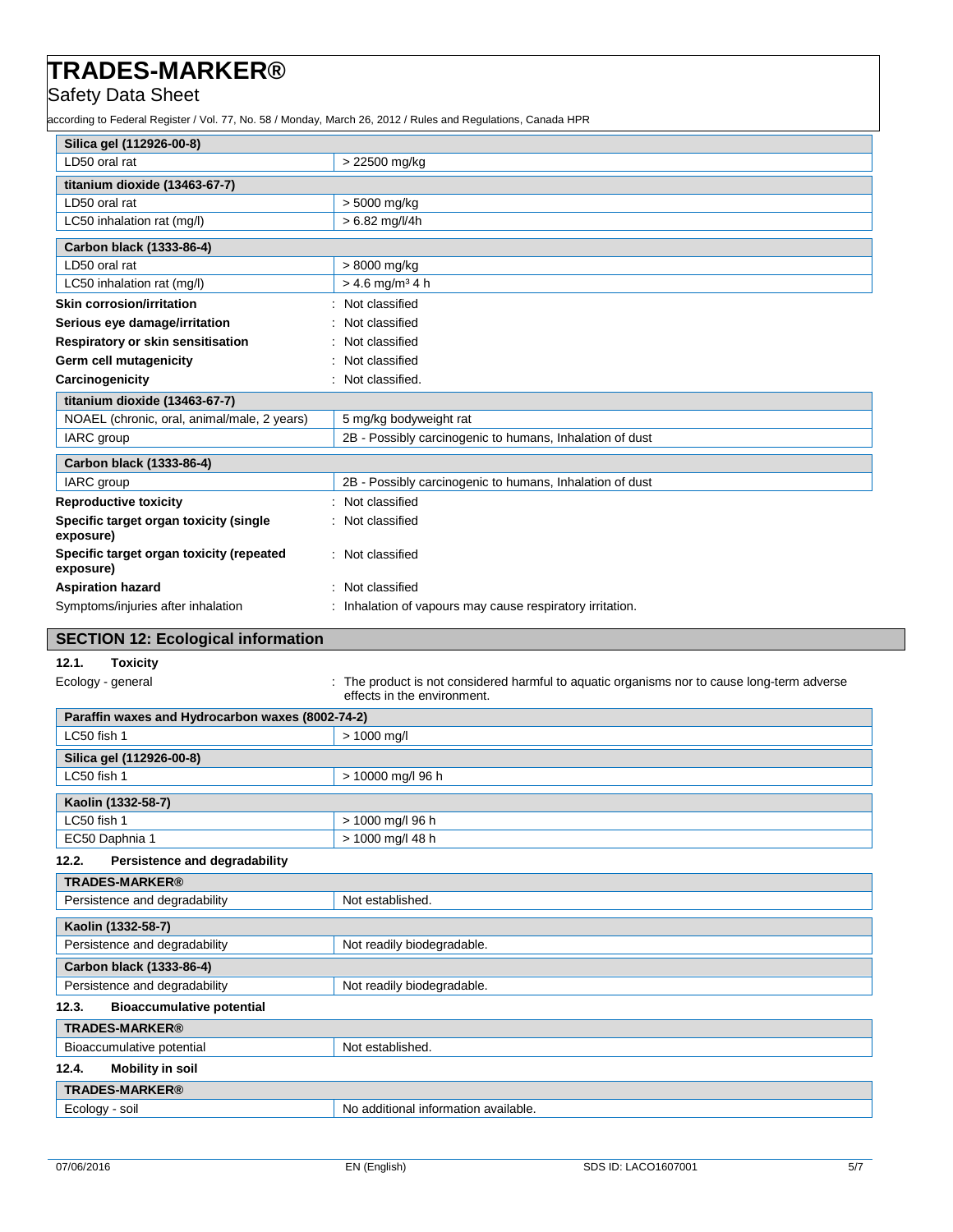| Silica gel (112926-00-8) | |
|---|---|
| LD50 oral rat | > 22500 mg/kg |

| titanium dioxide (13463-67-7) | |
|---|---|
| LD50 oral rat | > 5000 mg/kg |
| LC50 inhalation rat (mg/l) | > 6.82 mg/l/4h |

| Carbon black (1333-86-4) | |
|---|---|
| LD50 oral rat | > 8000 mg/kg |
| LC50 inhalation rat (mg/l) | > 4.6 mg/m³ 4 h |

**Skin corrosion/irritation** : Not classified

**Serious eye damage/irritation** : Not classified

**Respiratory or skin sensitisation** : Not classified

**Germ cell mutagenicity** : Not classified

**Carcinogenicity** : Not classified.

| titanium dioxide (13463-67-7) | |
|---|---|
| NOAEL (chronic, oral, animal/male, 2 years) | 5 mg/kg bodyweight rat |
| IARC group | 2B - Possibly carcinogenic to humans, Inhalation of dust |

| Carbon black (1333-86-4) | |
|---|---|
| IARC group | 2B - Possibly carcinogenic to humans, Inhalation of dust |

**Reproductive toxicity** : Not classified

**Specific target organ toxicity (single exposure)** : Not classified

**Specific target organ toxicity (repeated exposure)** : Not classified

**Aspiration hazard** : Not classified

Symptoms/injuries after inhalation : Inhalation of vapours may cause respiratory irritation.

## SECTION 12: Ecological information

### 12.1. Toxicity

Ecology - general : The product is not considered harmful to aquatic organisms nor to cause long-term adverse effects in the environment.

| Paraffin waxes and Hydrocarbon waxes (8002-74-2) | |
|---|---|
| LC50 fish 1 | > 1000 mg/l |

| Silica gel (112926-00-8) | |
|---|---|
| LC50 fish 1 | > 10000 mg/l 96 h |

| Kaolin (1332-58-7) | |
|---|---|
| LC50 fish 1 | > 1000 mg/l 96 h |
| EC50 Daphnia 1 | > 1000 mg/l 48 h |

### 12.2. Persistence and degradability

| TRADES-MARKER® | |
|---|---|
| Persistence and degradability | Not established. |

| Kaolin (1332-58-7) | |
|---|---|
| Persistence and degradability | Not readily biodegradable. |

| Carbon black (1333-86-4) | |
|---|---|
| Persistence and degradability | Not readily biodegradable. |

### 12.3. Bioaccumulative potential

| TRADES-MARKER® | |
|---|---|
| Bioaccumulative potential | Not established. |

### 12.4. Mobility in soil

| TRADES-MARKER® | |
|---|---|
| Ecology - soil | No additional information available. |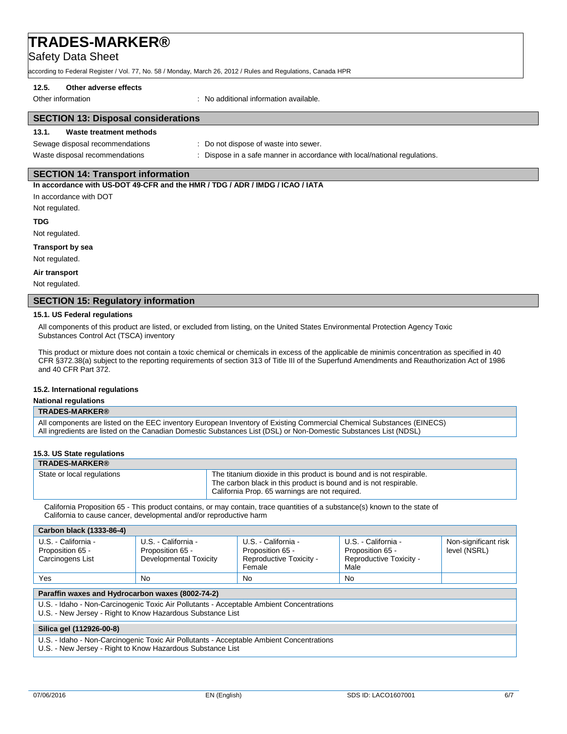### 12.5. Other adverse effects

Other information : No additional information available.

## SECTION 13: Disposal considerations

### 13.1. Waste treatment methods

Sewage disposal recommendations : Do not dispose of waste into sewer.

Waste disposal recommendations : Dispose in a safe manner in accordance with local/national regulations.

## SECTION 14: Transport information

**In accordance with US-DOT 49-CFR and the HMR / TDG / ADR / IMDG / ICAO / IATA**

In accordance with DOT

Not regulated.

**TDG**

Not regulated.

**Transport by sea**

Not regulated.

**Air transport**

Not regulated.

## SECTION 15: Regulatory information

### 15.1. US Federal regulations

All components of this product are listed, or excluded from listing, on the United States Environmental Protection Agency Toxic Substances Control Act (TSCA) inventory

This product or mixture does not contain a toxic chemical or chemicals in excess of the applicable de minimis concentration as specified in 40 CFR §372.38(a) subject to the reporting requirements of section 313 of Title III of the Superfund Amendments and Reauthorization Act of 1986 and 40 CFR Part 372.

### 15.2. International regulations

**National regulations**

| TRADES-MARKER® |
|---|
| All components are listed on the EEC inventory European Inventory of Existing Commercial Chemical Substances (EINECS)<br>All ingredients are listed on the Canadian Domestic Substances List (DSL) or Non-Domestic Substances List (NDSL) |

### 15.3. US State regulations

| TRADES-MARKER® | |
|---|---|
| State or local regulations | The titanium dioxide in this product is bound and is not respirable.<br>The carbon black in this product is bound and is not respirable.<br>California Prop. 65 warnings are not required. |

California Proposition 65 - This product contains, or may contain, trace quantities of a substance(s) known to the state of California to cause cancer, developmental and/or reproductive harm

| Carbon black (1333-86-4) | | | | |
|---|---|---|---|---|
| U.S. - California - Proposition 65 - Carcinogens List | U.S. - California - Proposition 65 - Developmental Toxicity | U.S. - California - Proposition 65 - Reproductive Toxicity - Female | U.S. - California - Proposition 65 - Reproductive Toxicity - Male | Non-significant risk level (NSRL) |
| Yes | No | No | No | |

| Paraffin waxes and Hydrocarbon waxes (8002-74-2) |
|---|
| U.S. - Idaho - Non-Carcinogenic Toxic Air Pollutants - Acceptable Ambient Concentrations<br>U.S. - New Jersey - Right to Know Hazardous Substance List |

| Silica gel (112926-00-8) |
|---|
| U.S. - Idaho - Non-Carcinogenic Toxic Air Pollutants - Acceptable Ambient Concentrations<br>U.S. - New Jersey - Right to Know Hazardous Substance List |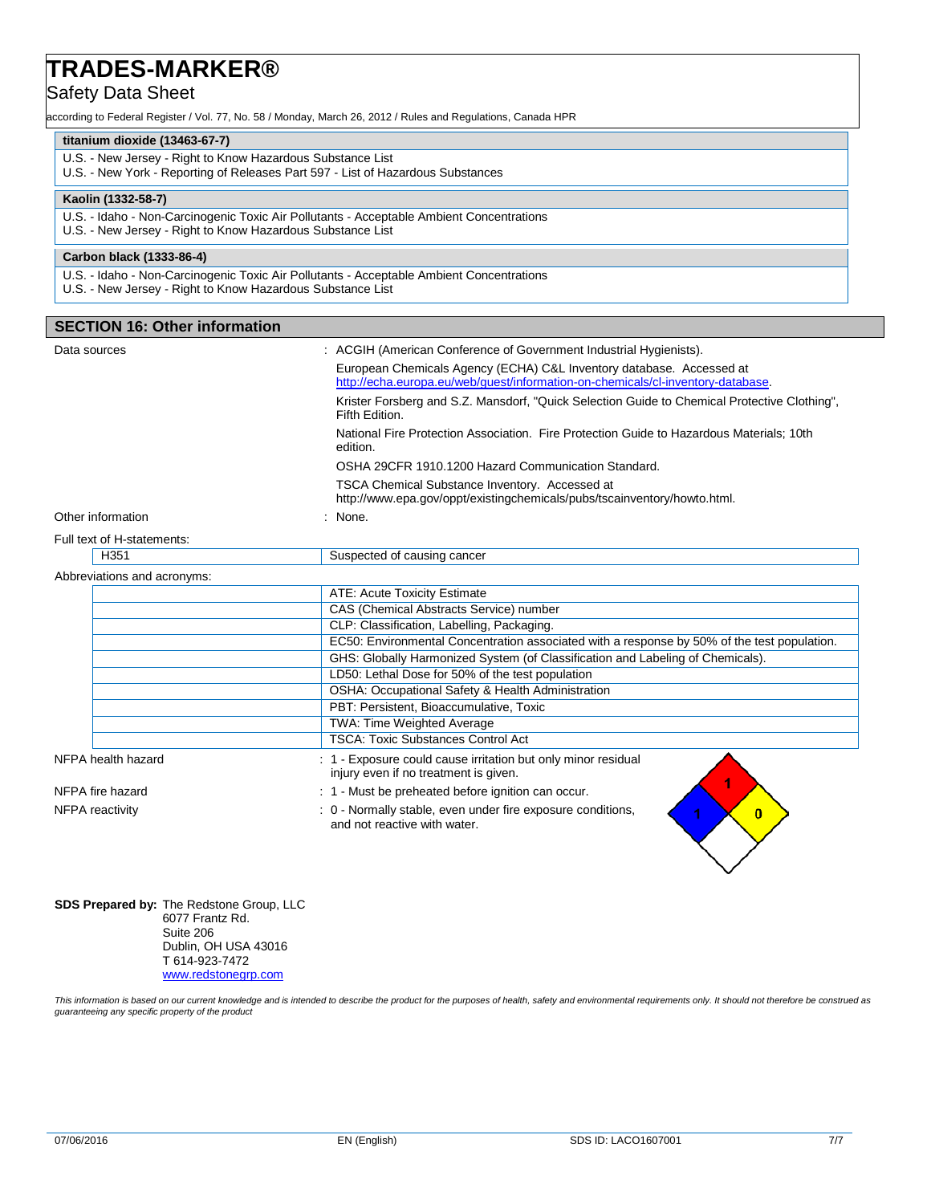| titanium dioxide (13463-67-7) |
|---|
| U.S. - New Jersey - Right to Know Hazardous Substance List |
| U.S. - New York - Reporting of Releases Part 597 - List of Hazardous Substances |

| Kaolin (1332-58-7) |
|---|
| U.S. - Idaho - Non-Carcinogenic Toxic Air Pollutants - Acceptable Ambient Concentrations |
| U.S. - New Jersey - Right to Know Hazardous Substance List |

| Carbon black (1333-86-4) |
|---|
| U.S. - Idaho - Non-Carcinogenic Toxic Air Pollutants - Acceptable Ambient Concentrations |
| U.S. - New Jersey - Right to Know Hazardous Substance List |

## SECTION 16: Other information

Data sources : ACGIH (American Conference of Government Industrial Hygienists).

European Chemicals Agency (ECHA) C&L Inventory database. Accessed at http://echa.europa.eu/web/guest/information-on-chemicals/cl-inventory-database.

Krister Forsberg and S.Z. Mansdorf, "Quick Selection Guide to Chemical Protective Clothing", Fifth Edition.

National Fire Protection Association. Fire Protection Guide to Hazardous Materials; 10th edition.

OSHA 29CFR 1910.1200 Hazard Communication Standard.

TSCA Chemical Substance Inventory. Accessed at http://www.epa.gov/oppt/existingchemicals/pubs/tscainventory/howto.html.

Other information : None.

Full text of H-statements:

| | |
|---|---|
| H351 | Suspected of causing cancer |

Abbreviations and acronyms:

| | |
|---|---|
| | ATE: Acute Toxicity Estimate |
| | CAS (Chemical Abstracts Service) number |
| | CLP: Classification, Labelling, Packaging. |
| | EC50: Environmental Concentration associated with a response by 50% of the test population. |
| | GHS: Globally Harmonized System (of Classification and Labeling of Chemicals). |
| | LD50: Lethal Dose for 50% of the test population |
| | OSHA: Occupational Safety & Health Administration |
| | PBT: Persistent, Bioaccumulative, Toxic |
| | TWA: Time Weighted Average |
| | TSCA: Toxic Substances Control Act |

NFPA health hazard : 1 - Exposure could cause irritation but only minor residual injury even if no treatment is given.

NFPA fire hazard : 1 - Must be preheated before ignition can occur.

NFPA reactivity : 0 - Normally stable, even under fire exposure conditions, and not reactive with water.

1
1
0

**SDS Prepared by:** The Redstone Group, LLC
6077 Frantz Rd.
Suite 206
Dublin, OH USA 43016
T 614-923-7472
www.redstonegrp.com

*This information is based on our current knowledge and is intended to describe the product for the purposes of health, safety and environmental requirements only. It should not therefore be construed as guaranteeing any specific property of the product*